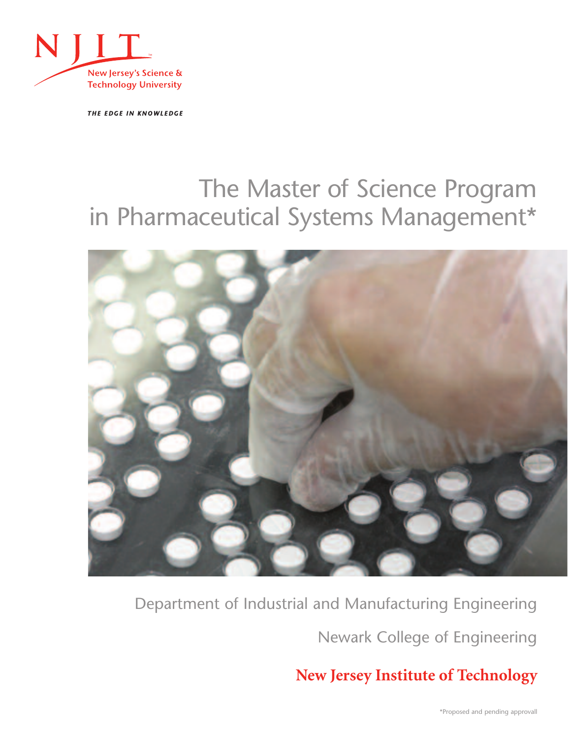NJIT

New Jersey's Science & Technology University

*THE EDGE IN KNOWLEDGE*

# The Master of Science Program in Pharmaceutical Systems Management*

Department of Industrial and Manufacturing Engineering

Newark College of Engineering

**New Jersey Institute of Technology**

*Proposed and pending approvall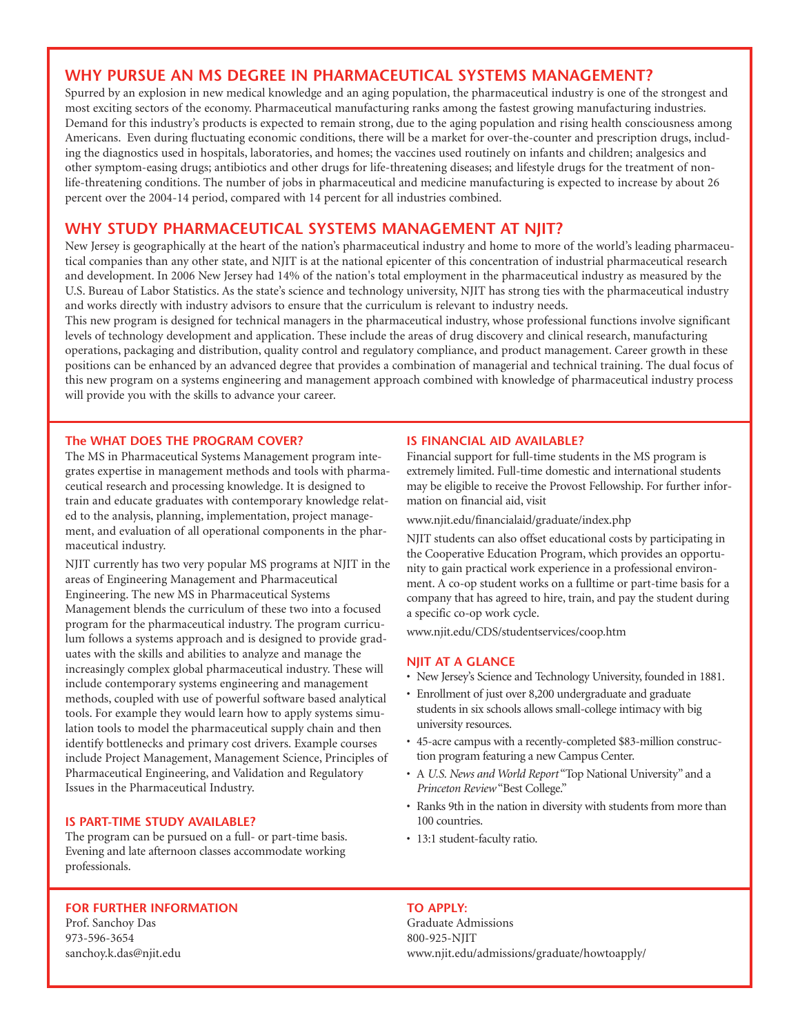## WHY PURSUE AN MS DEGREE IN PHARMACEUTICAL SYSTEMS MANAGEMENT?

Spurred by an explosion in new medical knowledge and an aging population, the pharmaceutical industry is one of the strongest and most exciting sectors of the economy. Pharmaceutical manufacturing ranks among the fastest growing manufacturing industries. Demand for this industry's products is expected to remain strong, due to the aging population and rising health consciousness among Americans. Even during fluctuating economic conditions, there will be a market for over-the-counter and prescription drugs, including the diagnostics used in hospitals, laboratories, and homes; the vaccines used routinely on infants and children; analgesics and other symptom-easing drugs; antibiotics and other drugs for life-threatening diseases; and lifestyle drugs for the treatment of non-life-threatening conditions. The number of jobs in pharmaceutical and medicine manufacturing is expected to increase by about 26 percent over the 2004-14 period, compared with 14 percent for all industries combined.

## WHY STUDY PHARMACEUTICAL SYSTEMS MANAGEMENT AT NJIT?

New Jersey is geographically at the heart of the nation's pharmaceutical industry and home to more of the world's leading pharmaceutical companies than any other state, and NJIT is at the national epicenter of this concentration of industrial pharmaceutical research and development. In 2006 New Jersey had 14% of the nation's total employment in the pharmaceutical industry as measured by the U.S. Bureau of Labor Statistics. As the state's science and technology university, NJIT has strong ties with the pharmaceutical industry and works directly with industry advisors to ensure that the curriculum is relevant to industry needs.

This new program is designed for technical managers in the pharmaceutical industry, whose professional functions involve significant levels of technology development and application. These include the areas of drug discovery and clinical research, manufacturing operations, packaging and distribution, quality control and regulatory compliance, and product management. Career growth in these positions can be enhanced by an advanced degree that provides a combination of managerial and technical training. The dual focus of this new program on a systems engineering and management approach combined with knowledge of pharmaceutical industry process will provide you with the skills to advance your career.

### The WHAT DOES THE PROGRAM COVER?

The MS in Pharmaceutical Systems Management program integrates expertise in management methods and tools with pharmaceutical research and processing knowledge. It is designed to train and educate graduates with contemporary knowledge related to the analysis, planning, implementation, project management, and evaluation of all operational components in the pharmaceutical industry.

NJIT currently has two very popular MS programs at NJIT in the areas of Engineering Management and Pharmaceutical Engineering. The new MS in Pharmaceutical Systems Management blends the curriculum of these two into a focused program for the pharmaceutical industry. The program curriculum follows a systems approach and is designed to provide graduates with the skills and abilities to analyze and manage the increasingly complex global pharmaceutical industry. These will include contemporary systems engineering and management methods, coupled with use of powerful software based analytical tools. For example they would learn how to apply systems simulation tools to model the pharmaceutical supply chain and then identify bottlenecks and primary cost drivers. Example courses include Project Management, Management Science, Principles of Pharmaceutical Engineering, and Validation and Regulatory Issues in the Pharmaceutical Industry.

### IS PART-TIME STUDY AVAILABLE?

The program can be pursued on a full- or part-time basis. Evening and late afternoon classes accommodate working professionals.

### IS FINANCIAL AID AVAILABLE?

Financial support for full-time students in the MS program is extremely limited. Full-time domestic and international students may be eligible to receive the Provost Fellowship. For further information on financial aid, visit

www.njit.edu/financialaid/graduate/index.php

NJIT students can also offset educational costs by participating in the Cooperative Education Program, which provides an opportunity to gain practical work experience in a professional environment. A co-op student works on a fulltime or part-time basis for a company that has agreed to hire, train, and pay the student during a specific co-op work cycle.

www.njit.edu/CDS/studentservices/coop.htm

### NJIT AT A GLANCE

- New Jersey's Science and Technology University, founded in 1881.
- Enrollment of just over 8,200 undergraduate and graduate students in six schools allows small-college intimacy with big university resources.
- 45-acre campus with a recently-completed $83-million construction program featuring a new Campus Center.
- A *U.S. News and World Report* "Top National University" and a *Princeton Review* "Best College."
- Ranks 9th in the nation in diversity with students from more than 100 countries.
- 13:1 student-faculty ratio.

### FOR FURTHER INFORMATION

Prof. Sanchoy Das
973-596-3654
sanchoy.k.das@njit.edu

### TO APPLY:

Graduate Admissions
800-925-NJIT
www.njit.edu/admissions/graduate/howtoapply/